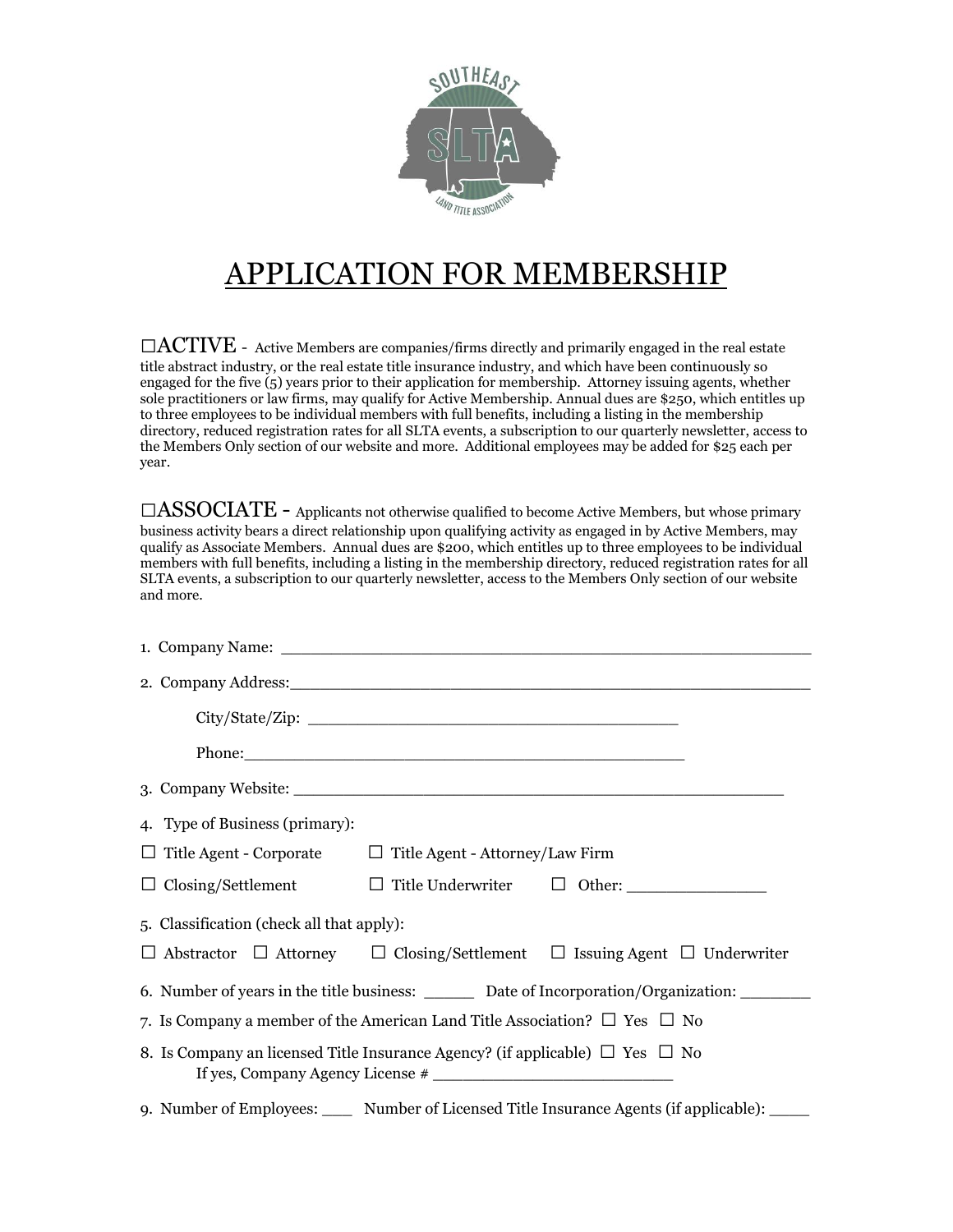# APPLICATION FOR MEMBERSHIP

☐**ACTIVE** - Active Members are companies/firms directly and primarily engaged in the real estate title abstract industry, or the real estate title insurance industry, and which have been continuously so engaged for the five (5) years prior to their application for membership. Attorney issuing agents, whether sole practitioners or law firms, may qualify for Active Membership. Annual dues are $250, which entitles up to three employees to be individual members with full benefits, including a listing in the membership directory, reduced registration rates for all SLTA events, a subscription to our quarterly newsletter, access to the Members Only section of our website and more. Additional employees may be added for $25 each per year.

☐**ASSOCIATE** - Applicants not otherwise qualified to become Active Members, but whose primary business activity bears a direct relationship upon qualifying activity as engaged in by Active Members, may qualify as Associate Members. Annual dues are $200, which entitles up to three employees to be individual members with full benefits, including a listing in the membership directory, reduced registration rates for all SLTA events, a subscription to our quarterly newsletter, access to the Members Only section of our website and more.

1. Company Name: ______________________________________________

2. Company Address:_____________________________________________

   City/State/Zip: _______________________________

   Phone:__________________________________

3. Company Website: __________________________________________

4. Type of Business (primary):

☐ Title Agent - Corporate ☐ Title Agent - Attorney/Law Firm

☐ Closing/Settlement ☐ Title Underwriter ☐ Other: ____________

5. Classification (check all that apply):

☐ Abstractor ☐ Attorney ☐ Closing/Settlement ☐ Issuing Agent ☐ Underwriter

6. Number of years in the title business: _____ Date of Incorporation/Organization: _______

7. Is Company a member of the American Land Title Association? ☐ Yes ☐ No

8. Is Company an licensed Title Insurance Agency? (if applicable) ☐ Yes ☐ No
   If yes, Company Agency License # ______________________

9. Number of Employees: ___ Number of Licensed Title Insurance Agents (if applicable): ____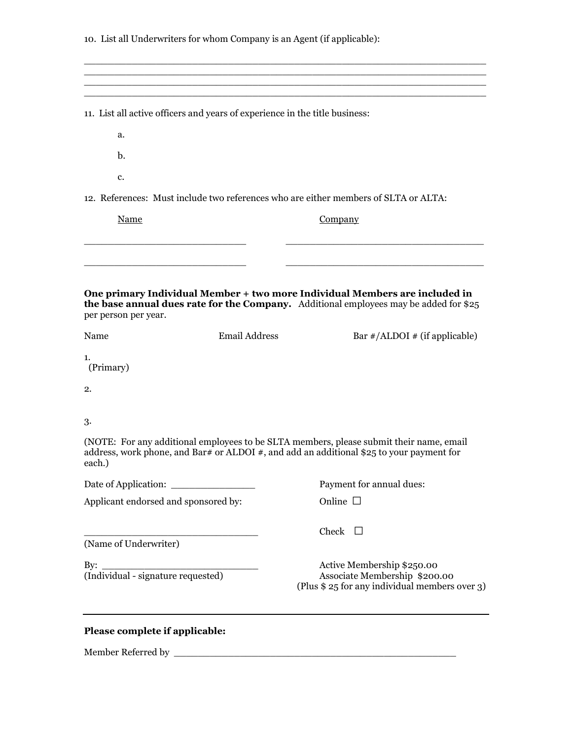10. List all Underwriters for whom Company is an Agent (if applicable):

________________________________________________________________
________________________________________________________________
________________________________________________________________
________________________________________________________________

11. List all active officers and years of experience in the title business:

a.

b.

c.

12. References: Must include two references who are either members of SLTA or ALTA:

| Name | Company |
|---|---|
| ___________________________ | _________________________________ |
| ___________________________ | _________________________________ |

**One primary Individual Member + two more Individual Members are included in the base annual dues rate for the Company.** Additional employees may be added for $25 per person per year.

| Name | Email Address | Bar #/ALDOI # (if applicable) |
|---|---|---|
| 1. (Primary) | | |
| 2. | | |
| 3. | | |

(NOTE: For any additional employees to be SLTA members, please submit their name, email address, work phone, and Bar# or ALDOI #, and add an additional $25 to your payment for each.)

Date of Application: _____________

Applicant endorsed and sponsored by:

_____________________________
(Name of Underwriter)

By: _________________________
(Individual - signature requested)

Payment for annual dues:

Online ☐

Check ☐

Active Membership $250.00
Associate Membership $200.00
(Plus $ 25 for any individual members over 3)

---

**Please complete if applicable:**

Member Referred by ______________________________________________